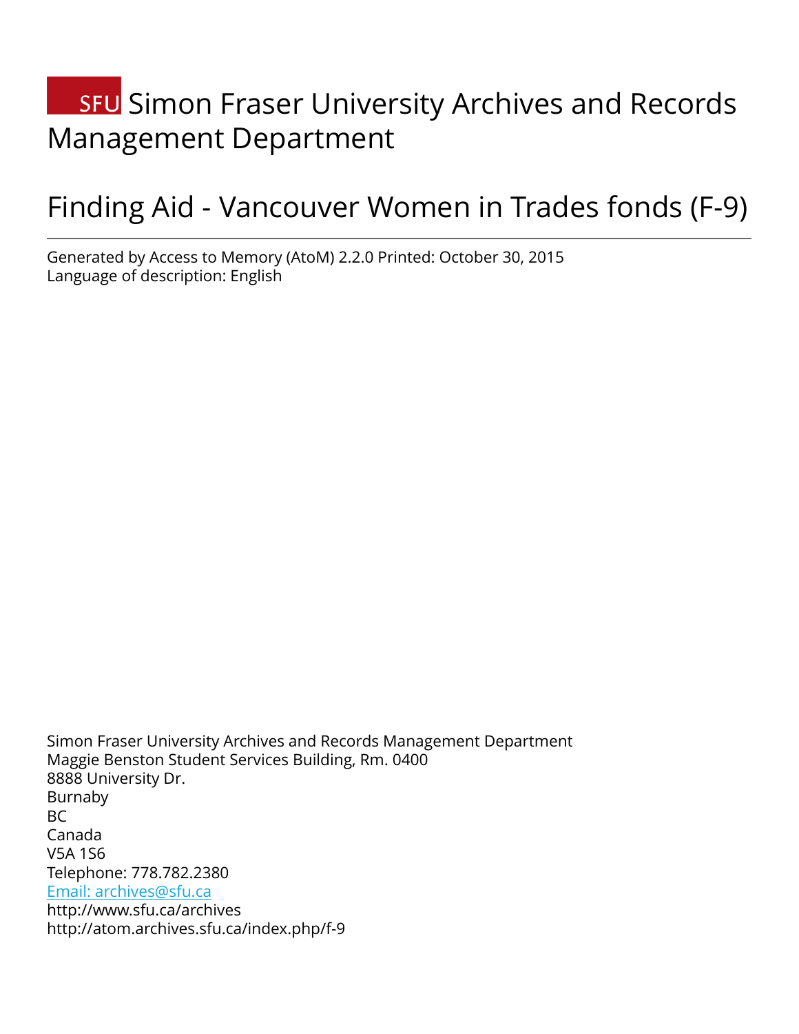# SFU Simon Fraser University Archives and Records Management Department

# Finding Aid - Vancouver Women in Trades fonds (F-9)

Generated by Access to Memory (AtoM) 2.2.0 Printed: October 30, 2015
Language of description: English

Simon Fraser University Archives and Records Management Department
Maggie Benston Student Services Building, Rm. 0400
8888 University Dr.
Burnaby
BC
Canada
V5A 1S6
Telephone: 778.782.2380
Email: archives@sfu.ca
http://www.sfu.ca/archives
http://atom.archives.sfu.ca/index.php/f-9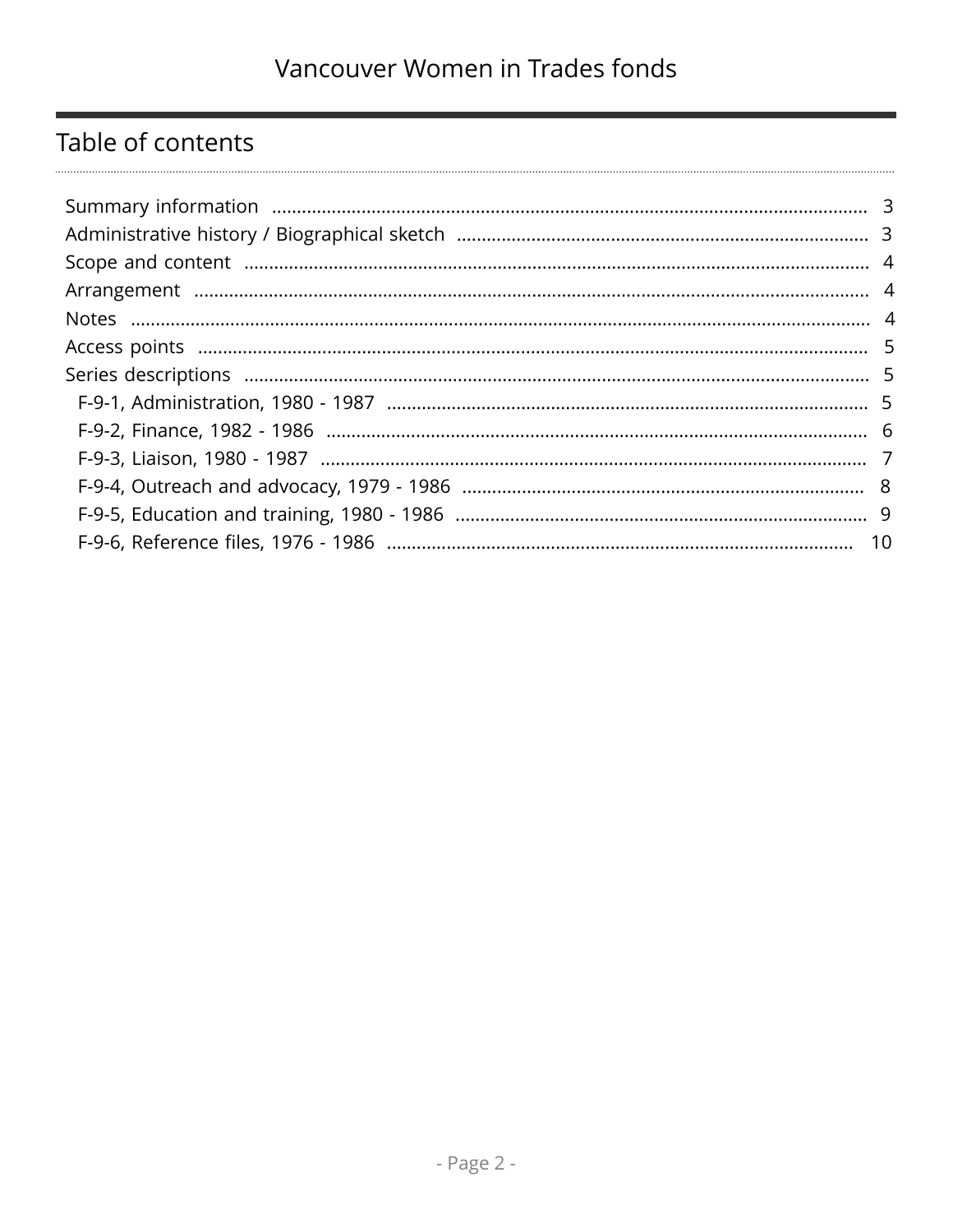## Table of contents

- Summary information ... 3
- Administrative history / Biographical sketch ... 3
- Scope and content ... 4
- Arrangement ... 4
- Notes ... 4
- Access points ... 5
- Series descriptions ... 5
  - F-9-1, Administration, 1980 - 1987 ... 5
  - F-9-2, Finance, 1982 - 1986 ... 6
  - F-9-3, Liaison, 1980 - 1987 ... 7
  - F-9-4, Outreach and advocacy, 1979 - 1986 ... 8
  - F-9-5, Education and training, 1980 - 1986 ... 9
  - F-9-6, Reference files, 1976 - 1986 ... 10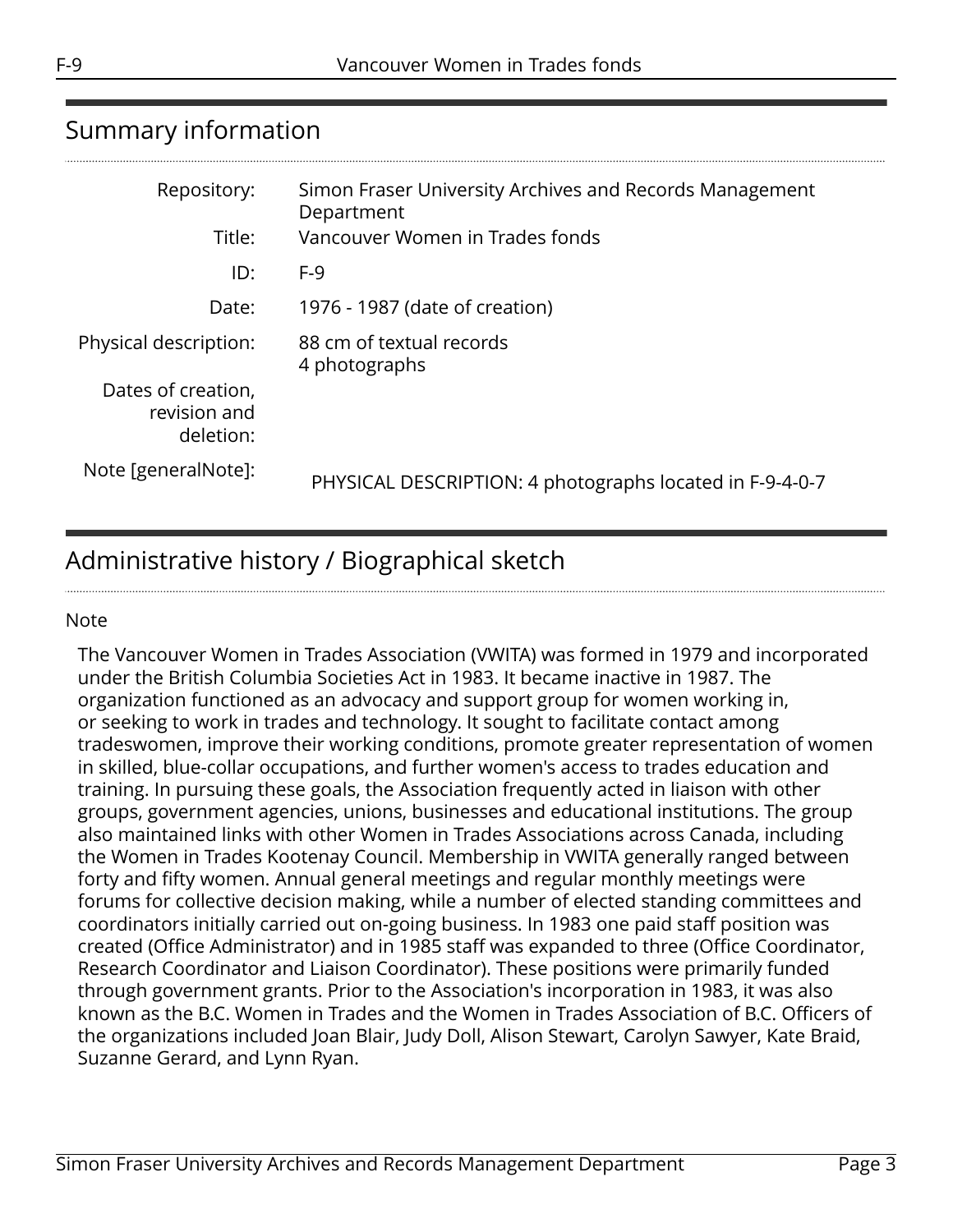## Summary information

| | |
|---|---|
| Repository: | Simon Fraser University Archives and Records Management Department |
| Title: | Vancouver Women in Trades fonds |
| ID: | F-9 |
| Date: | 1976 - 1987 (date of creation) |
| Physical description: | 88 cm of textual records<br>4 photographs |
| Dates of creation, revision and deletion: | |
| Note [generalNote]: | PHYSICAL DESCRIPTION: 4 photographs located in F-9-4-0-7 |

## Administrative history / Biographical sketch

Note

The Vancouver Women in Trades Association (VWITA) was formed in 1979 and incorporated under the British Columbia Societies Act in 1983. It became inactive in 1987. The organization functioned as an advocacy and support group for women working in, or seeking to work in trades and technology. It sought to facilitate contact among tradeswomen, improve their working conditions, promote greater representation of women in skilled, blue-collar occupations, and further women's access to trades education and training. In pursuing these goals, the Association frequently acted in liaison with other groups, government agencies, unions, businesses and educational institutions. The group also maintained links with other Women in Trades Associations across Canada, including the Women in Trades Kootenay Council. Membership in VWITA generally ranged between forty and fifty women. Annual general meetings and regular monthly meetings were forums for collective decision making, while a number of elected standing committees and coordinators initially carried out on-going business. In 1983 one paid staff position was created (Office Administrator) and in 1985 staff was expanded to three (Office Coordinator, Research Coordinator and Liaison Coordinator). These positions were primarily funded through government grants. Prior to the Association's incorporation in 1983, it was also known as the B.C. Women in Trades and the Women in Trades Association of B.C. Officers of the organizations included Joan Blair, Judy Doll, Alison Stewart, Carolyn Sawyer, Kate Braid, Suzanne Gerard, and Lynn Ryan.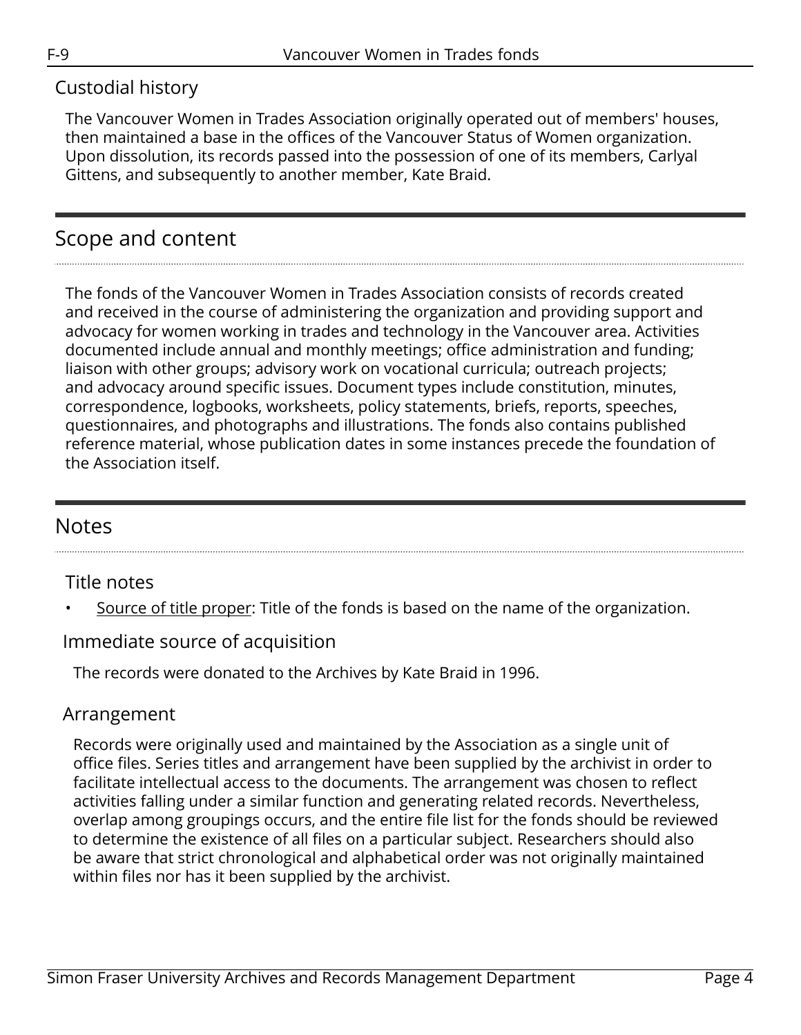### Custodial history

The Vancouver Women in Trades Association originally operated out of members' houses, then maintained a base in the offices of the Vancouver Status of Women organization. Upon dissolution, its records passed into the possession of one of its members, Carlyal Gittens, and subsequently to another member, Kate Braid.

## Scope and content

The fonds of the Vancouver Women in Trades Association consists of records created and received in the course of administering the organization and providing support and advocacy for women working in trades and technology in the Vancouver area. Activities documented include annual and monthly meetings; office administration and funding; liaison with other groups; advisory work on vocational curricula; outreach projects; and advocacy around specific issues. Document types include constitution, minutes, correspondence, logbooks, worksheets, policy statements, briefs, reports, speeches, questionnaires, and photographs and illustrations. The fonds also contains published reference material, whose publication dates in some instances precede the foundation of the Association itself.

## Notes

### Title notes

- Source of title proper: Title of the fonds is based on the name of the organization.

### Immediate source of acquisition

The records were donated to the Archives by Kate Braid in 1996.

### Arrangement

Records were originally used and maintained by the Association as a single unit of office files. Series titles and arrangement have been supplied by the archivist in order to facilitate intellectual access to the documents. The arrangement was chosen to reflect activities falling under a similar function and generating related records. Nevertheless, overlap among groupings occurs, and the entire file list for the fonds should be reviewed to determine the existence of all files on a particular subject. Researchers should also be aware that strict chronological and alphabetical order was not originally maintained within files nor has it been supplied by the archivist.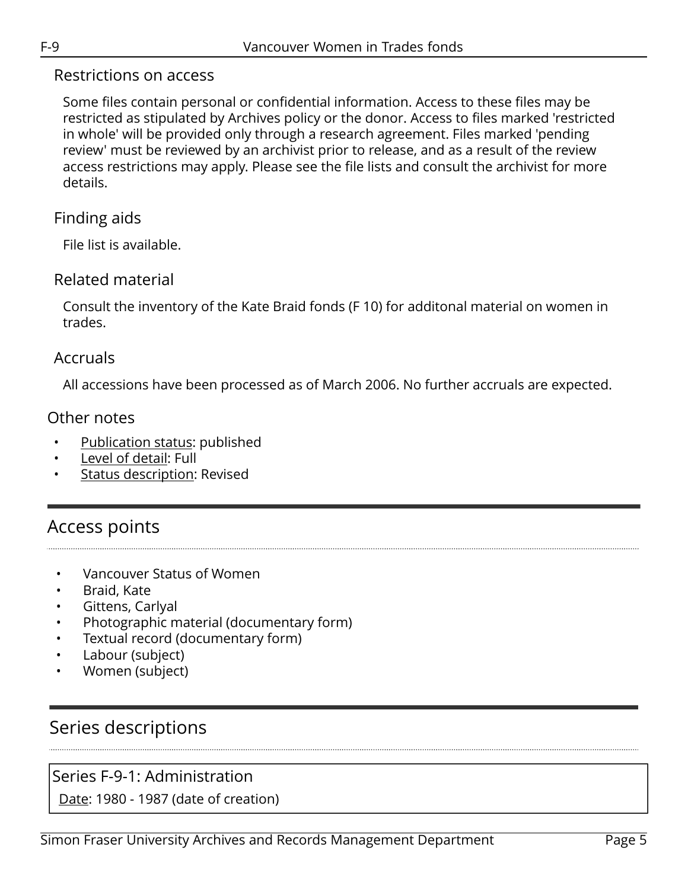### Restrictions on access

Some files contain personal or confidential information. Access to these files may be restricted as stipulated by Archives policy or the donor. Access to files marked 'restricted in whole' will be provided only through a research agreement. Files marked 'pending review' must be reviewed by an archivist prior to release, and as a result of the review access restrictions may apply. Please see the file lists and consult the archivist for more details.

### Finding aids

File list is available.

### Related material

Consult the inventory of the Kate Braid fonds (F 10) for additonal material on women in trades.

### Accruals

All accessions have been processed as of March 2006. No further accruals are expected.

### Other notes

- Publication status: published
- Level of detail: Full
- Status description: Revised

## Access points

- Vancouver Status of Women
- Braid, Kate
- Gittens, Carlyal
- Photographic material (documentary form)
- Textual record (documentary form)
- Labour (subject)
- Women (subject)

## Series descriptions

### Series F-9-1: Administration

Date: 1980 - 1987 (date of creation)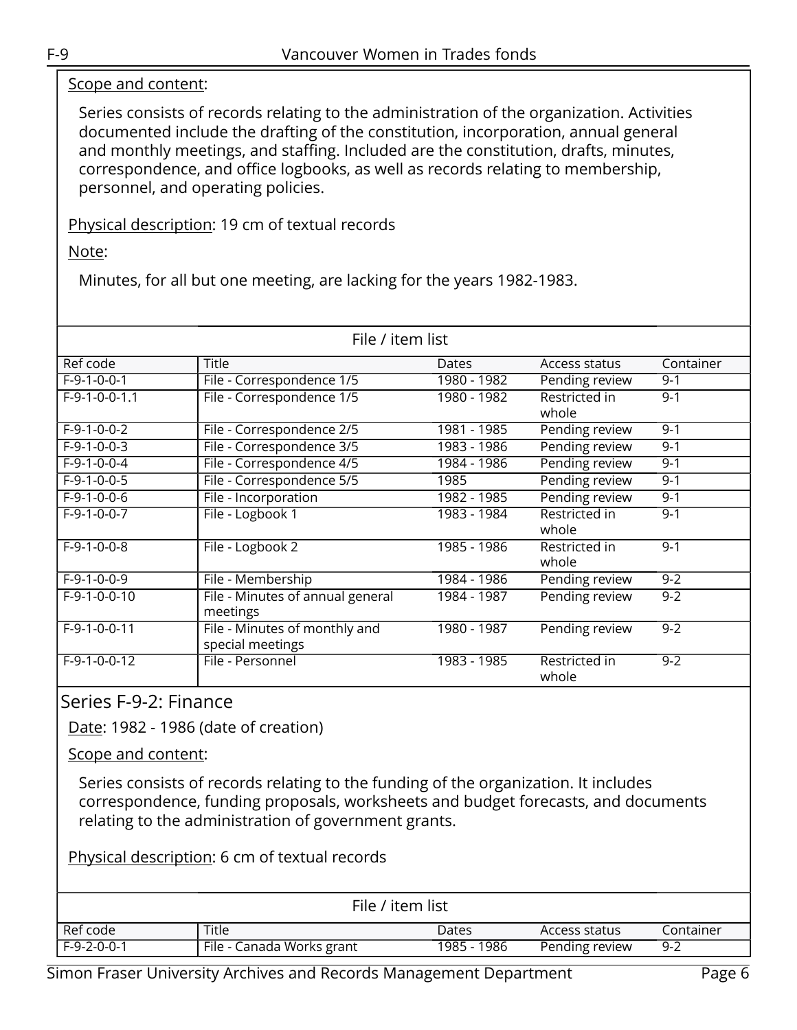Scope and content:

Series consists of records relating to the administration of the organization. Activities documented include the drafting of the constitution, incorporation, annual general and monthly meetings, and staffing. Included are the constitution, drafts, minutes, correspondence, and office logbooks, as well as records relating to membership, personnel, and operating policies.

Physical description: 19 cm of textual records

Note:

Minutes, for all but one meeting, are lacking for the years 1982-1983.

File / item list

| Ref code | Title | Dates | Access status | Container |
|---|---|---|---|---|
| F-9-1-0-0-1 | File - Correspondence 1/5 | 1980 - 1982 | Pending review | 9-1 |
| F-9-1-0-0-1.1 | File - Correspondence 1/5 | 1980 - 1982 | Restricted in whole | 9-1 |
| F-9-1-0-0-2 | File - Correspondence 2/5 | 1981 - 1985 | Pending review | 9-1 |
| F-9-1-0-0-3 | File - Correspondence 3/5 | 1983 - 1986 | Pending review | 9-1 |
| F-9-1-0-0-4 | File - Correspondence 4/5 | 1984 - 1986 | Pending review | 9-1 |
| F-9-1-0-0-5 | File - Correspondence 5/5 | 1985 | Pending review | 9-1 |
| F-9-1-0-0-6 | File - Incorporation | 1982 - 1985 | Pending review | 9-1 |
| F-9-1-0-0-7 | File - Logbook 1 | 1983 - 1984 | Restricted in whole | 9-1 |
| F-9-1-0-0-8 | File - Logbook 2 | 1985 - 1986 | Restricted in whole | 9-1 |
| F-9-1-0-0-9 | File - Membership | 1984 - 1986 | Pending review | 9-2 |
| F-9-1-0-0-10 | File - Minutes of annual general meetings | 1984 - 1987 | Pending review | 9-2 |
| F-9-1-0-0-11 | File - Minutes of monthly and special meetings | 1980 - 1987 | Pending review | 9-2 |
| F-9-1-0-0-12 | File - Personnel | 1983 - 1985 | Restricted in whole | 9-2 |

## Series F-9-2: Finance

Date: 1982 - 1986 (date of creation)

Scope and content:

Series consists of records relating to the funding of the organization. It includes correspondence, funding proposals, worksheets and budget forecasts, and documents relating to the administration of government grants.

Physical description: 6 cm of textual records

File / item list

| Ref code | Title | Dates | Access status | Container |
|---|---|---|---|---|
| F-9-2-0-0-1 | File - Canada Works grant | 1985 - 1986 | Pending review | 9-2 |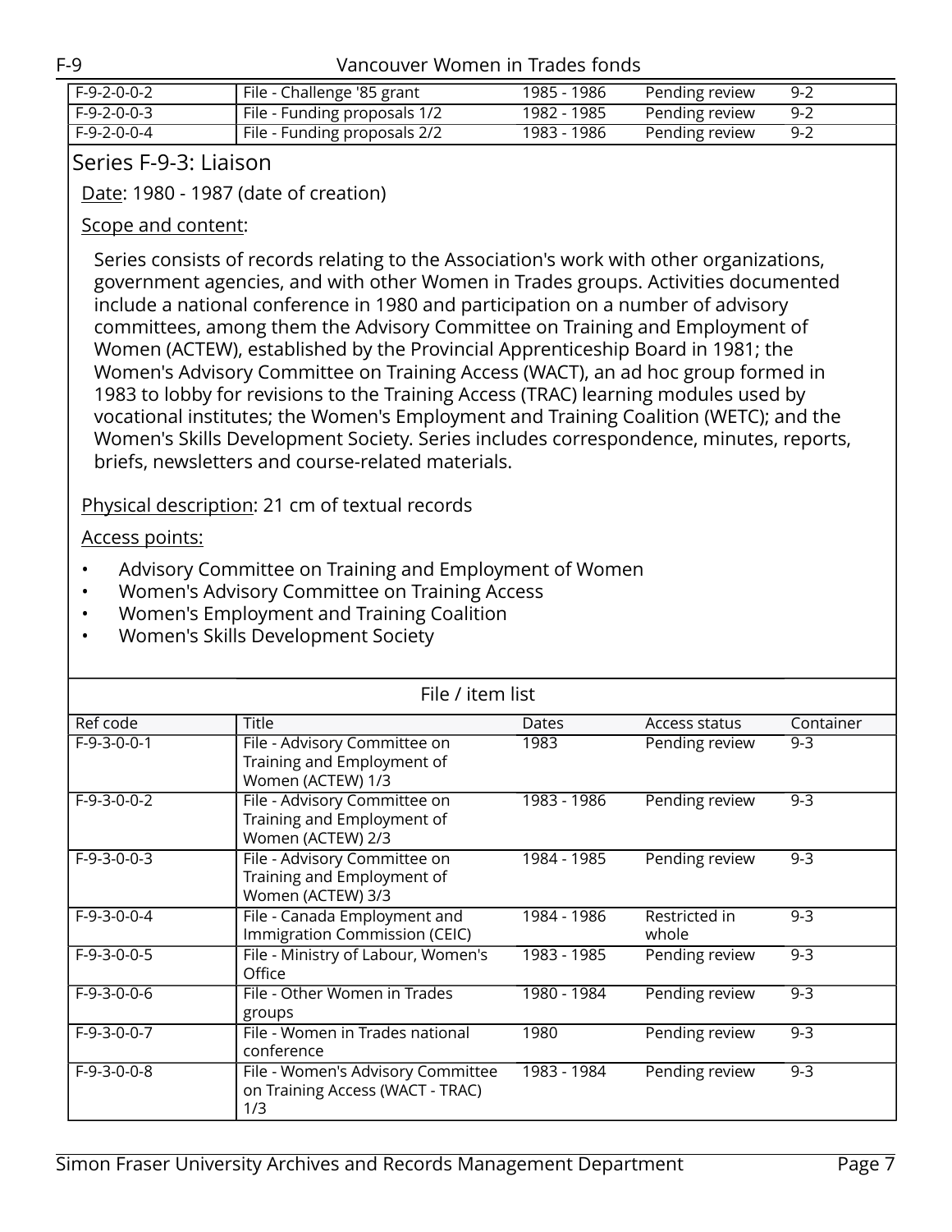| F-9-2-0-0-2 | File - Challenge '85 grant | 1985 - 1986 | Pending review | 9-2 |
|---|---|---|---|---|
| F-9-2-0-0-3 | File - Funding proposals 1/2 | 1982 - 1985 | Pending review | 9-2 |
| F-9-2-0-0-4 | File - Funding proposals 2/2 | 1983 - 1986 | Pending review | 9-2 |

## Series F-9-3: Liaison

Date: 1980 - 1987 (date of creation)

Scope and content:

Series consists of records relating to the Association's work with other organizations, government agencies, and with other Women in Trades groups. Activities documented include a national conference in 1980 and participation on a number of advisory committees, among them the Advisory Committee on Training and Employment of Women (ACTEW), established by the Provincial Apprenticeship Board in 1981; the Women's Advisory Committee on Training Access (WACT), an ad hoc group formed in 1983 to lobby for revisions to the Training Access (TRAC) learning modules used by vocational institutes; the Women's Employment and Training Coalition (WETC); and the Women's Skills Development Society. Series includes correspondence, minutes, reports, briefs, newsletters and course-related materials.

Physical description: 21 cm of textual records

Access points:

- Advisory Committee on Training and Employment of Women
- Women's Advisory Committee on Training Access
- Women's Employment and Training Coalition
- Women's Skills Development Society

File / item list

| Ref code | Title | Dates | Access status | Container |
|---|---|---|---|---|
| F-9-3-0-0-1 | File - Advisory Committee on Training and Employment of Women (ACTEW) 1/3 | 1983 | Pending review | 9-3 |
| F-9-3-0-0-2 | File - Advisory Committee on Training and Employment of Women (ACTEW) 2/3 | 1983 - 1986 | Pending review | 9-3 |
| F-9-3-0-0-3 | File - Advisory Committee on Training and Employment of Women (ACTEW) 3/3 | 1984 - 1985 | Pending review | 9-3 |
| F-9-3-0-0-4 | File - Canada Employment and Immigration Commission (CEIC) | 1984 - 1986 | Restricted in whole | 9-3 |
| F-9-3-0-0-5 | File - Ministry of Labour, Women's Office | 1983 - 1985 | Pending review | 9-3 |
| F-9-3-0-0-6 | File - Other Women in Trades groups | 1980 - 1984 | Pending review | 9-3 |
| F-9-3-0-0-7 | File - Women in Trades national conference | 1980 | Pending review | 9-3 |
| F-9-3-0-0-8 | File - Women's Advisory Committee on Training Access (WACT - TRAC) 1/3 | 1983 - 1984 | Pending review | 9-3 |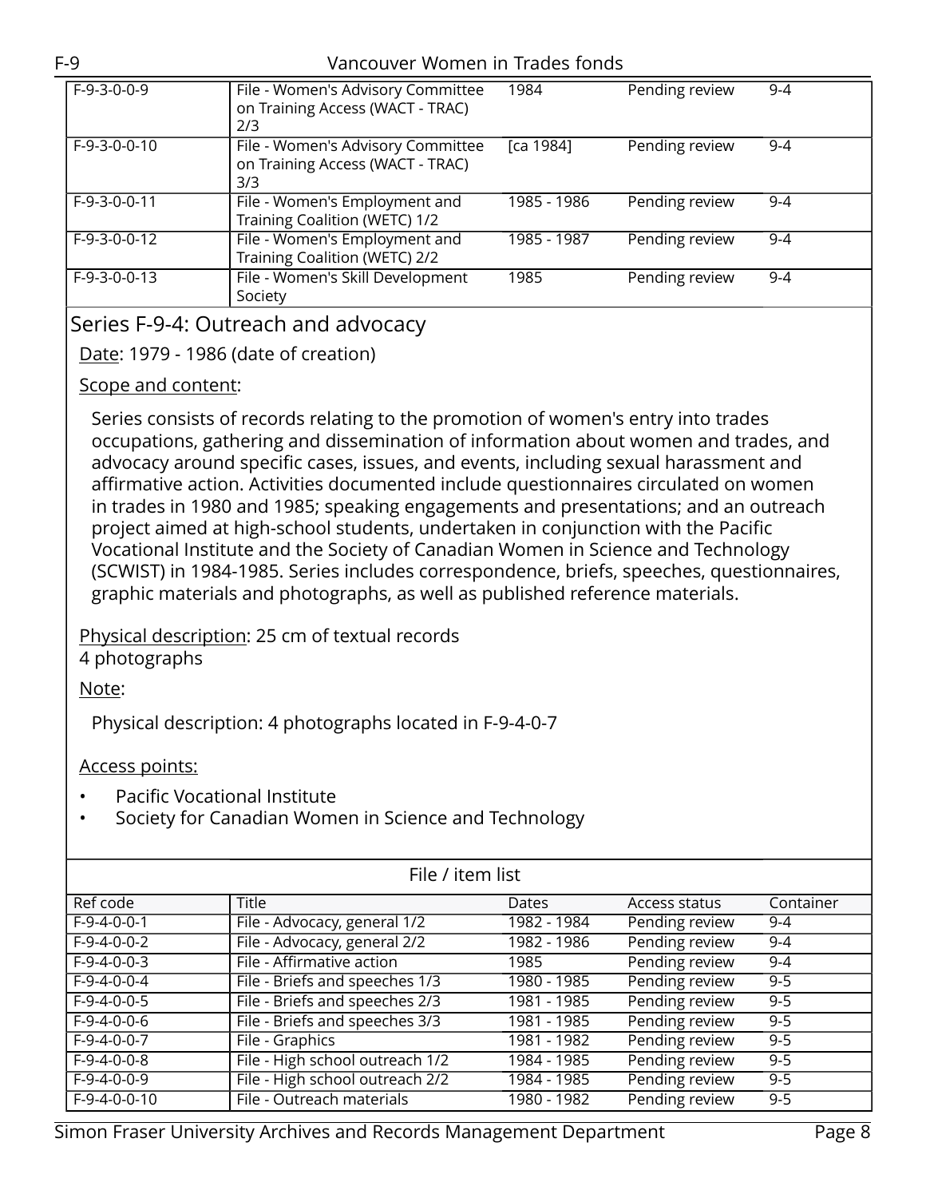| | | | | |
|---|---|---|---|---|
| F-9-3-0-0-9 | File - Women's Advisory Committee on Training Access (WACT - TRAC) 2/3 | 1984 | Pending review | 9-4 |
| F-9-3-0-0-10 | File - Women's Advisory Committee on Training Access (WACT - TRAC) 3/3 | [ca 1984] | Pending review | 9-4 |
| F-9-3-0-0-11 | File - Women's Employment and Training Coalition (WETC) 1/2 | 1985 - 1986 | Pending review | 9-4 |
| F-9-3-0-0-12 | File - Women's Employment and Training Coalition (WETC) 2/2 | 1985 - 1987 | Pending review | 9-4 |
| F-9-3-0-0-13 | File - Women's Skill Development Society | 1985 | Pending review | 9-4 |

## Series F-9-4: Outreach and advocacy

Date: 1979 - 1986 (date of creation)

Scope and content:

Series consists of records relating to the promotion of women's entry into trades occupations, gathering and dissemination of information about women and trades, and advocacy around specific cases, issues, and events, including sexual harassment and affirmative action. Activities documented include questionnaires circulated on women in trades in 1980 and 1985; speaking engagements and presentations; and an outreach project aimed at high-school students, undertaken in conjunction with the Pacific Vocational Institute and the Society of Canadian Women in Science and Technology (SCWIST) in 1984-1985. Series includes correspondence, briefs, speeches, questionnaires, graphic materials and photographs, as well as published reference materials.

Physical description: 25 cm of textual records
4 photographs

Note:

Physical description: 4 photographs located in F-9-4-0-7

Access points:

- Pacific Vocational Institute
- Society for Canadian Women in Science and Technology

File / item list

| Ref code | Title | Dates | Access status | Container |
|---|---|---|---|---|
| F-9-4-0-1 | File - Advocacy, general 1/2 | 1982 - 1984 | Pending review | 9-4 |
| F-9-4-0-2 | File - Advocacy, general 2/2 | 1982 - 1986 | Pending review | 9-4 |
| F-9-4-0-3 | File - Affirmative action | 1985 | Pending review | 9-4 |
| F-9-4-0-4 | File - Briefs and speeches 1/3 | 1980 - 1985 | Pending review | 9-5 |
| F-9-4-0-5 | File - Briefs and speeches 2/3 | 1981 - 1985 | Pending review | 9-5 |
| F-9-4-0-6 | File - Briefs and speeches 3/3 | 1981 - 1985 | Pending review | 9-5 |
| F-9-4-0-7 | File - Graphics | 1981 - 1982 | Pending review | 9-5 |
| F-9-4-0-8 | File - High school outreach 1/2 | 1984 - 1985 | Pending review | 9-5 |
| F-9-4-0-9 | File - High school outreach 2/2 | 1984 - 1985 | Pending review | 9-5 |
| F-9-4-0-10 | File - Outreach materials | 1980 - 1982 | Pending review | 9-5 |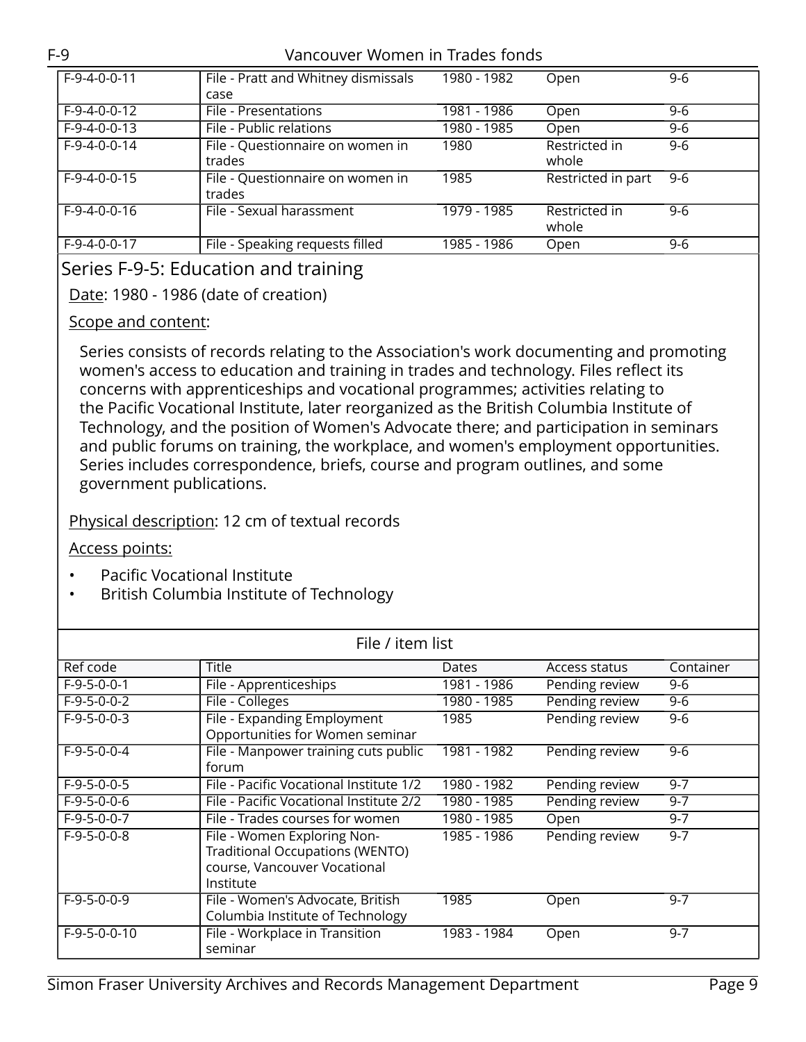| Ref code | Title | Dates | Access status | Container |
|---|---|---|---|---|
| F-9-4-0-0-11 | File - Pratt and Whitney dismissals case | 1980 - 1982 | Open | 9-6 |
| F-9-4-0-0-12 | File - Presentations | 1981 - 1986 | Open | 9-6 |
| F-9-4-0-0-13 | File - Public relations | 1980 - 1985 | Open | 9-6 |
| F-9-4-0-0-14 | File - Questionnaire on women in trades | 1980 | Restricted in whole | 9-6 |
| F-9-4-0-0-15 | File - Questionnaire on women in trades | 1985 | Restricted in part | 9-6 |
| F-9-4-0-0-16 | File - Sexual harassment | 1979 - 1985 | Restricted in whole | 9-6 |
| F-9-4-0-0-17 | File - Speaking requests filled | 1985 - 1986 | Open | 9-6 |

## Series F-9-5: Education and training

Date: 1980 - 1986 (date of creation)

Scope and content:

Series consists of records relating to the Association's work documenting and promoting women's access to education and training in trades and technology. Files reflect its concerns with apprenticeships and vocational programmes; activities relating to the Pacific Vocational Institute, later reorganized as the British Columbia Institute of Technology, and the position of Women's Advocate there; and participation in seminars and public forums on training, the workplace, and women's employment opportunities. Series includes correspondence, briefs, course and program outlines, and some government publications.

Physical description: 12 cm of textual records

Access points:

- Pacific Vocational Institute
- British Columbia Institute of Technology

File / item list

| Ref code | Title | Dates | Access status | Container |
|---|---|---|---|---|
| F-9-5-0-0-1 | File - Apprenticeships | 1981 - 1986 | Pending review | 9-6 |
| F-9-5-0-0-2 | File - Colleges | 1980 - 1985 | Pending review | 9-6 |
| F-9-5-0-0-3 | File - Expanding Employment Opportunities for Women seminar | 1985 | Pending review | 9-6 |
| F-9-5-0-0-4 | File - Manpower training cuts public forum | 1981 - 1982 | Pending review | 9-6 |
| F-9-5-0-0-5 | File - Pacific Vocational Institute 1/2 | 1980 - 1982 | Pending review | 9-7 |
| F-9-5-0-0-6 | File - Pacific Vocational Institute 2/2 | 1980 - 1985 | Pending review | 9-7 |
| F-9-5-0-0-7 | File - Trades courses for women | 1980 - 1985 | Open | 9-7 |
| F-9-5-0-0-8 | File - Women Exploring Non-Traditional Occupations (WENTO) course, Vancouver Vocational Institute | 1985 - 1986 | Pending review | 9-7 |
| F-9-5-0-0-9 | File - Women's Advocate, British Columbia Institute of Technology | 1985 | Open | 9-7 |
| F-9-5-0-0-10 | File - Workplace in Transition seminar | 1983 - 1984 | Open | 9-7 |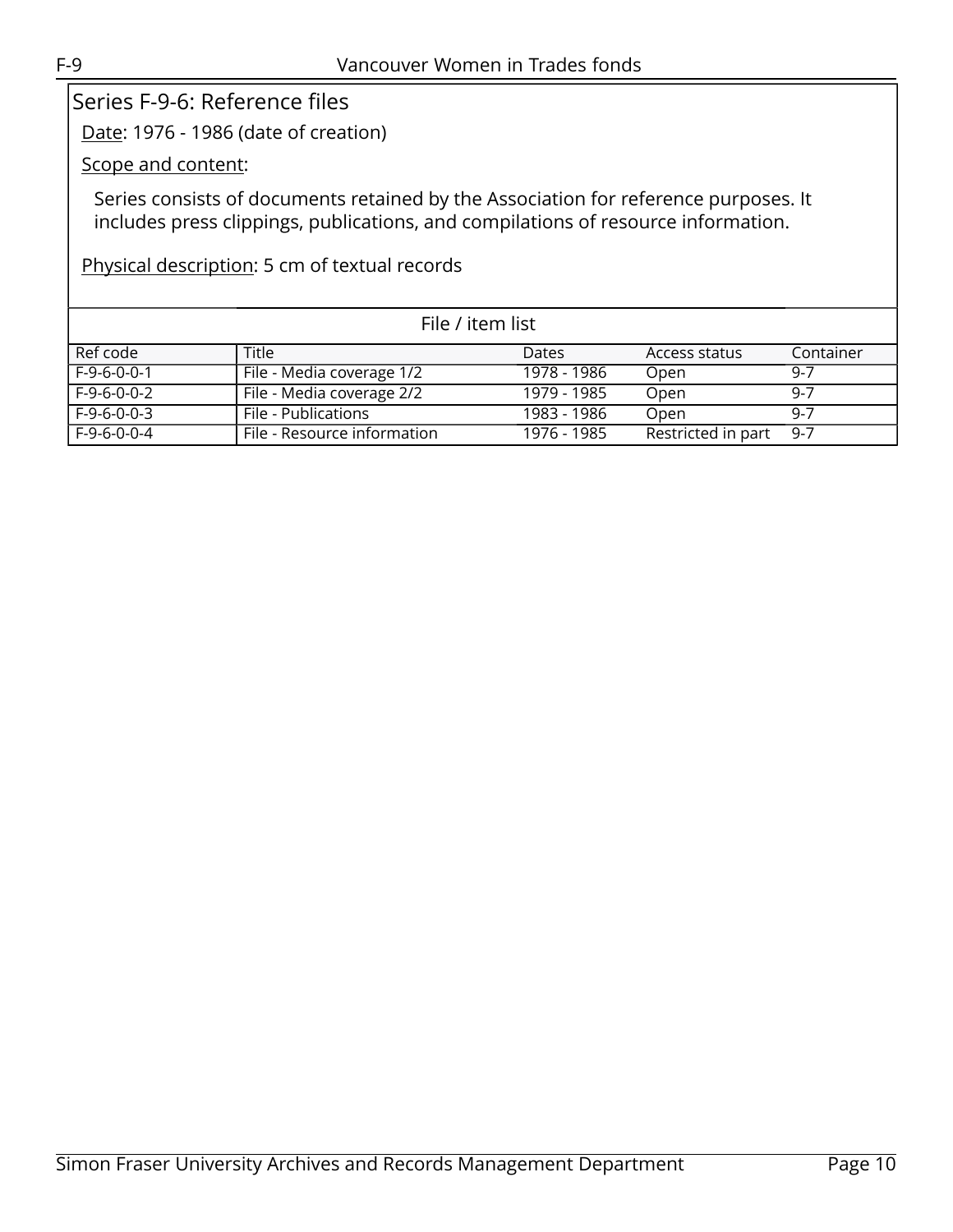## Series F-9-6: Reference files

Date: 1976 - 1986 (date of creation)

Scope and content:

Series consists of documents retained by the Association for reference purposes. It includes press clippings, publications, and compilations of resource information.

Physical description: 5 cm of textual records

File / item list

| Ref code | Title | Dates | Access status | Container |
|---|---|---|---|---|
| F-9-6-0-0-1 | File - Media coverage 1/2 | 1978 - 1986 | Open | 9-7 |
| F-9-6-0-0-2 | File - Media coverage 2/2 | 1979 - 1985 | Open | 9-7 |
| F-9-6-0-0-3 | File - Publications | 1983 - 1986 | Open | 9-7 |
| F-9-6-0-0-4 | File - Resource information | 1976 - 1985 | Restricted in part | 9-7 |